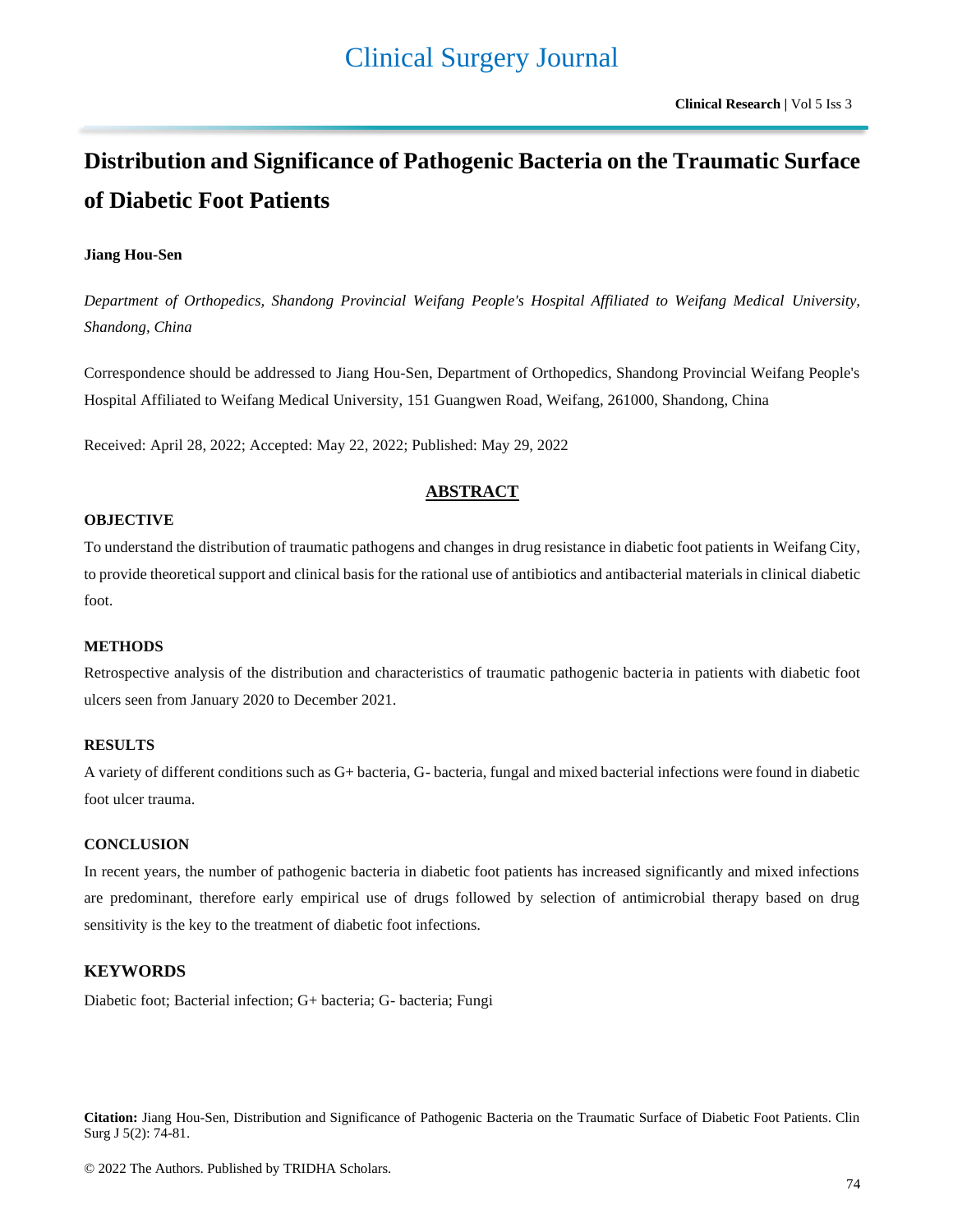# Distribution and Significance of Pathogenic Bacteria on the Traumatic Surface of Diabetic Foot Patients

**Jiang Hou-Sen**

*Department of Orthopedics, Shandong Provincial Weifang People's Hospital Affiliated to Weifang Medical University, Shandong, China*

Correspondence should be addressed to Jiang Hou-Sen, Department of Orthopedics, Shandong Provincial Weifang People's Hospital Affiliated to Weifang Medical University, 151 Guangwen Road, Weifang, 261000, Shandong, China

Received: April 28, 2022; Accepted: May 22, 2022; Published: May 29, 2022

## ABSTRACT

### OBJECTIVE

To understand the distribution of traumatic pathogens and changes in drug resistance in diabetic foot patients in Weifang City, to provide theoretical support and clinical basis for the rational use of antibiotics and antibacterial materials in clinical diabetic foot.

### METHODS

Retrospective analysis of the distribution and characteristics of traumatic pathogenic bacteria in patients with diabetic foot ulcers seen from January 2020 to December 2021.

### RESULTS

A variety of different conditions such as G+ bacteria, G- bacteria, fungal and mixed bacterial infections were found in diabetic foot ulcer trauma.

### CONCLUSION

In recent years, the number of pathogenic bacteria in diabetic foot patients has increased significantly and mixed infections are predominant, therefore early empirical use of drugs followed by selection of antimicrobial therapy based on drug sensitivity is the key to the treatment of diabetic foot infections.

### KEYWORDS

Diabetic foot; Bacterial infection; G+ bacteria; G- bacteria; Fungi

**Citation:** Jiang Hou-Sen, Distribution and Significance of Pathogenic Bacteria on the Traumatic Surface of Diabetic Foot Patients. Clin Surg J 5(2): 74-81.

© 2022 The Authors. Published by TRIDHA Scholars.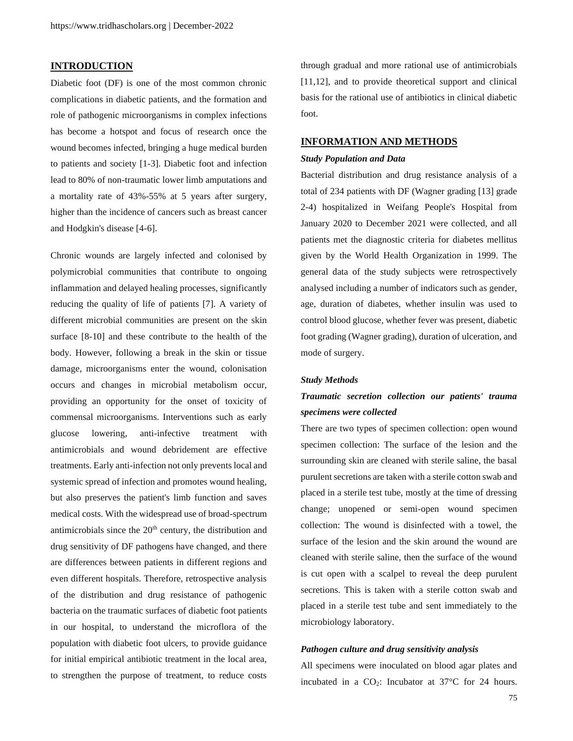## INTRODUCTION

Diabetic foot (DF) is one of the most common chronic complications in diabetic patients, and the formation and role of pathogenic microorganisms in complex infections has become a hotspot and focus of research once the wound becomes infected, bringing a huge medical burden to patients and society [1-3]. Diabetic foot and infection lead to 80% of non-traumatic lower limb amputations and a mortality rate of 43%-55% at 5 years after surgery, higher than the incidence of cancers such as breast cancer and Hodgkin's disease [4-6].

Chronic wounds are largely infected and colonised by polymicrobial communities that contribute to ongoing inflammation and delayed healing processes, significantly reducing the quality of life of patients [7]. A variety of different microbial communities are present on the skin surface [8-10] and these contribute to the health of the body. However, following a break in the skin or tissue damage, microorganisms enter the wound, colonisation occurs and changes in microbial metabolism occur, providing an opportunity for the onset of toxicity of commensal microorganisms. Interventions such as early glucose lowering, anti-infective treatment with antimicrobials and wound debridement are effective treatments. Early anti-infection not only prevents local and systemic spread of infection and promotes wound healing, but also preserves the patient's limb function and saves medical costs. With the widespread use of broad-spectrum antimicrobials since the 20th century, the distribution and drug sensitivity of DF pathogens have changed, and there are differences between patients in different regions and even different hospitals. Therefore, retrospective analysis of the distribution and drug resistance of pathogenic bacteria on the traumatic surfaces of diabetic foot patients in our hospital, to understand the microflora of the population with diabetic foot ulcers, to provide guidance for initial empirical antibiotic treatment in the local area, to strengthen the purpose of treatment, to reduce costs through gradual and more rational use of antimicrobials [11,12], and to provide theoretical support and clinical basis for the rational use of antibiotics in clinical diabetic foot.

## INFORMATION AND METHODS

### *Study Population and Data*

Bacterial distribution and drug resistance analysis of a total of 234 patients with DF (Wagner grading [13] grade 2-4) hospitalized in Weifang People's Hospital from January 2020 to December 2021 were collected, and all patients met the diagnostic criteria for diabetes mellitus given by the World Health Organization in 1999. The general data of the study subjects were retrospectively analysed including a number of indicators such as gender, age, duration of diabetes, whether insulin was used to control blood glucose, whether fever was present, diabetic foot grading (Wagner grading), duration of ulceration, and mode of surgery.

### *Study Methods*

#### *Traumatic secretion collection our patients' trauma specimens were collected*

There are two types of specimen collection: open wound specimen collection: The surface of the lesion and the surrounding skin are cleaned with sterile saline, the basal purulent secretions are taken with a sterile cotton swab and placed in a sterile test tube, mostly at the time of dressing change; unopened or semi-open wound specimen collection: The wound is disinfected with a towel, the surface of the lesion and the skin around the wound are cleaned with sterile saline, then the surface of the wound is cut open with a scalpel to reveal the deep purulent secretions. This is taken with a sterile cotton swab and placed in a sterile test tube and sent immediately to the microbiology laboratory.

#### *Pathogen culture and drug sensitivity analysis*

All specimens were inoculated on blood agar plates and incubated in a $CO_2$: Incubator at 37°C for 24 hours.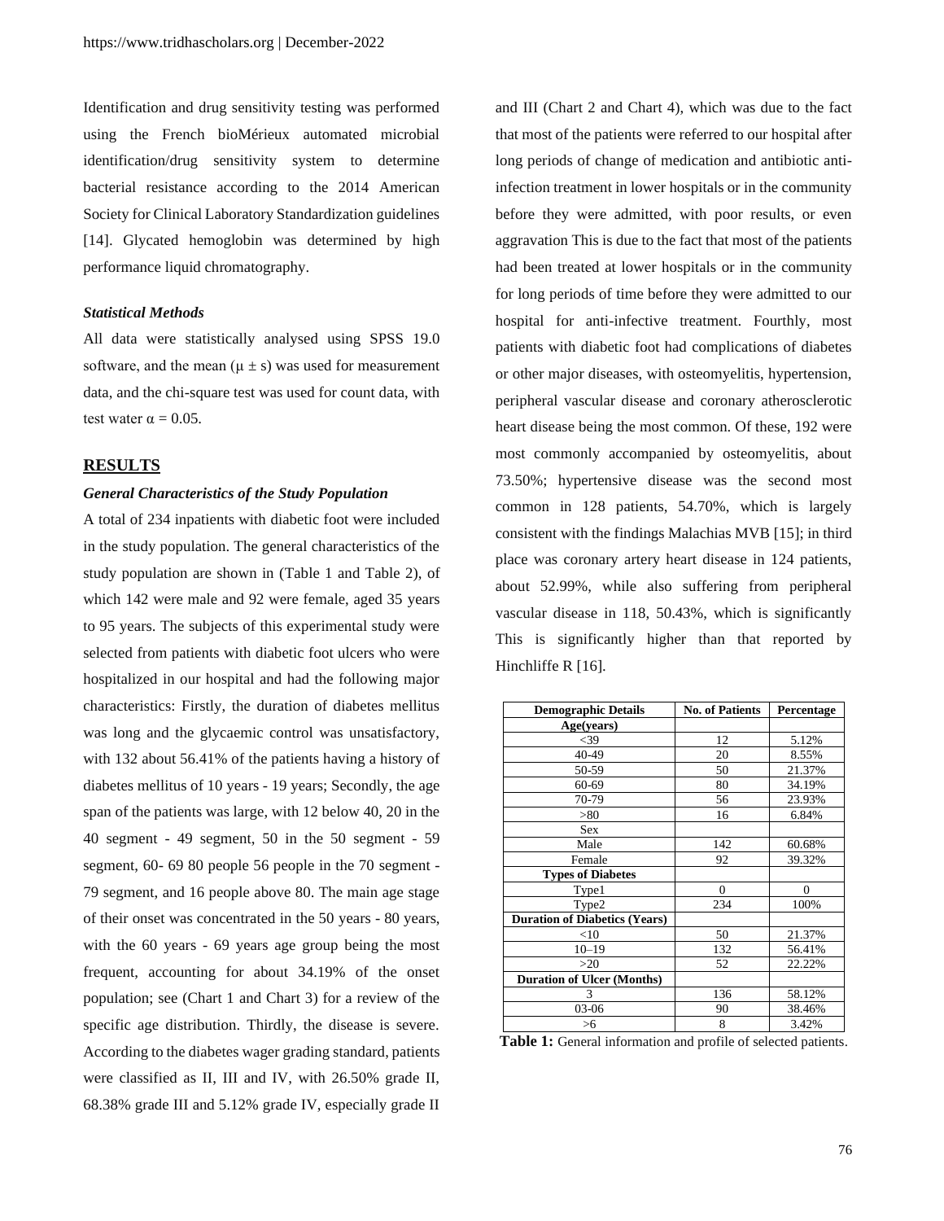Identification and drug sensitivity testing was performed using the French bioMérieux automated microbial identification/drug sensitivity system to determine bacterial resistance according to the 2014 American Society for Clinical Laboratory Standardization guidelines [14]. Glycated hemoglobin was determined by high performance liquid chromatography.

### *Statistical Methods*

All data were statistically analysed using SPSS 19.0 software, and the mean ($\mu \pm s$) was used for measurement data, and the chi-square test was used for count data, with test water $\alpha = 0.05$.

## RESULTS

### *General Characteristics of the Study Population*

A total of 234 inpatients with diabetic foot were included in the study population. The general characteristics of the study population are shown in (Table 1 and Table 2), of which 142 were male and 92 were female, aged 35 years to 95 years. The subjects of this experimental study were selected from patients with diabetic foot ulcers who were hospitalized in our hospital and had the following major characteristics: Firstly, the duration of diabetes mellitus was long and the glycaemic control was unsatisfactory, with 132 about 56.41% of the patients having a history of diabetes mellitus of 10 years - 19 years; Secondly, the age span of the patients was large, with 12 below 40, 20 in the 40 segment - 49 segment, 50 in the 50 segment - 59 segment, 60- 69 80 people 56 people in the 70 segment - 79 segment, and 16 people above 80. The main age stage of their onset was concentrated in the 50 years - 80 years, with the 60 years - 69 years age group being the most frequent, accounting for about 34.19% of the onset population; see (Chart 1 and Chart 3) for a review of the specific age distribution. Thirdly, the disease is severe. According to the diabetes wager grading standard, patients were classified as II, III and IV, with 26.50% grade II, 68.38% grade III and 5.12% grade IV, especially grade II and III (Chart 2 and Chart 4), which was due to the fact that most of the patients were referred to our hospital after long periods of change of medication and antibiotic anti-infection treatment in lower hospitals or in the community before they were admitted, with poor results, or even aggravation This is due to the fact that most of the patients had been treated at lower hospitals or in the community for long periods of time before they were admitted to our hospital for anti-infective treatment. Fourthly, most patients with diabetic foot had complications of diabetes or other major diseases, with osteomyelitis, hypertension, peripheral vascular disease and coronary atherosclerotic heart disease being the most common. Of these, 192 were most commonly accompanied by osteomyelitis, about 73.50%; hypertensive disease was the second most common in 128 patients, 54.70%, which is largely consistent with the findings Malachias MVB [15]; in third place was coronary artery heart disease in 124 patients, about 52.99%, while also suffering from peripheral vascular disease in 118, 50.43%, which is significantly This is significantly higher than that reported by Hinchliffe R [16].

| Demographic Details | No. of Patients | Percentage |
|---|---|---|
| **Age(years)** | | |
| <39 | 12 | 5.12% |
| 40-49 | 20 | 8.55% |
| 50-59 | 50 | 21.37% |
| 60-69 | 80 | 34.19% |
| 70-79 | 56 | 23.93% |
| >80 | 16 | 6.84% |
| Sex | | |
| Male | 142 | 60.68% |
| Female | 92 | 39.32% |
| **Types of Diabetes** | | |
| Type1 | 0 | 0 |
| Type2 | 234 | 100% |
| **Duration of Diabetics (Years)** | | |
| <10 | 50 | 21.37% |
| 10–19 | 132 | 56.41% |
| >20 | 52 | 22.22% |
| **Duration of Ulcer (Months)** | | |
| 3 | 136 | 58.12% |
| 03-06 | 90 | 38.46% |
| >6 | 8 | 3.42% |

**Table 1:** General information and profile of selected patients.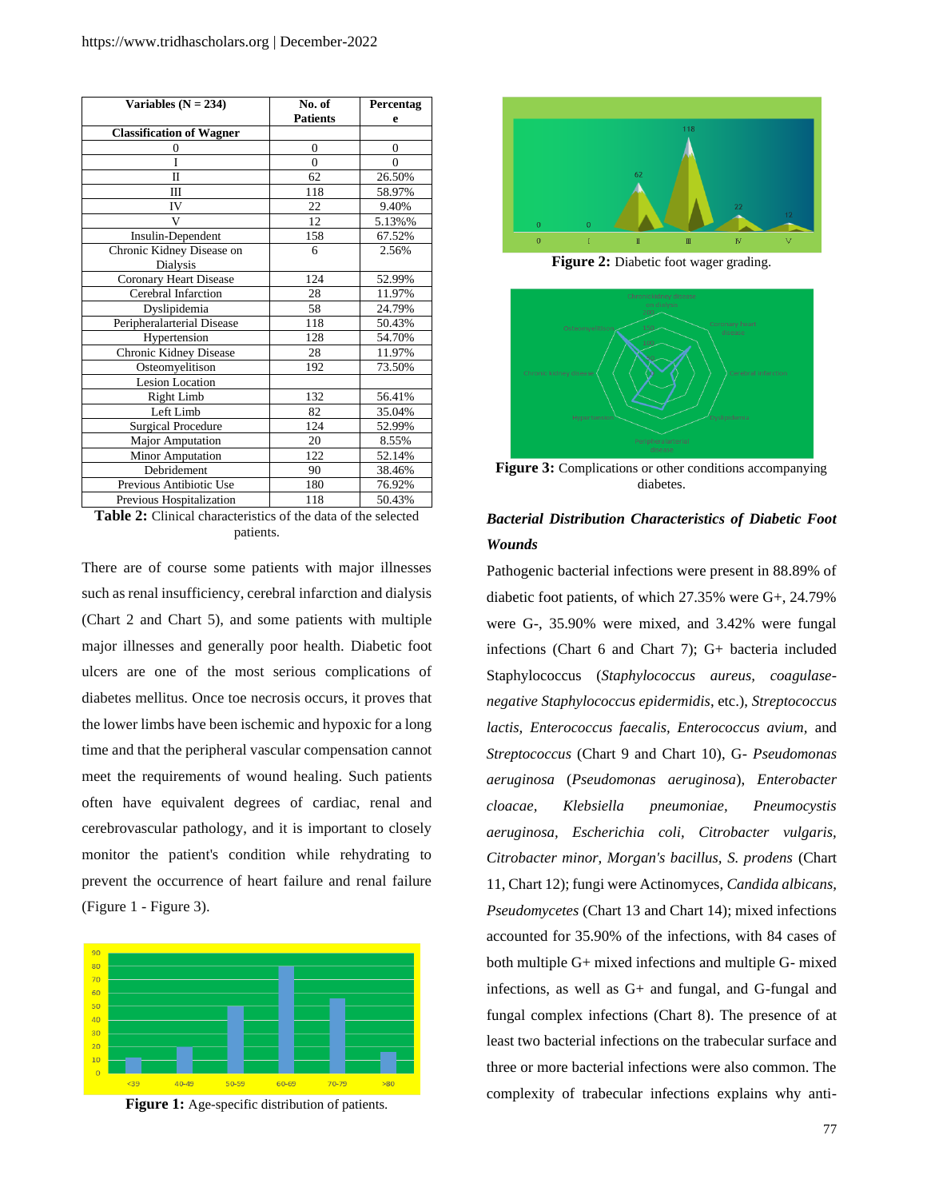| Variables (N = 234) | No. of Patients | Percentage |
|---|---|---|
| **Classification of Wagner** | | |
| 0 | 0 | 0 |
| I | 0 | 0 |
| II | 62 | 26.50% |
| III | 118 | 58.97% |
| IV | 22 | 9.40% |
| V | 12 | 5.13%% |
| Insulin-Dependent | 158 | 67.52% |
| Chronic Kidney Disease on Dialysis | 6 | 2.56% |
| Coronary Heart Disease | 124 | 52.99% |
| Cerebral Infarction | 28 | 11.97% |
| Dyslipidemia | 58 | 24.79% |
| Peripheralarterial Disease | 118 | 50.43% |
| Hypertension | 128 | 54.70% |
| Chronic Kidney Disease | 28 | 11.97% |
| Osteomyelitison | 192 | 73.50% |
| Lesion Location | | |
| Right Limb | 132 | 56.41% |
| Left Limb | 82 | 35.04% |
| Surgical Procedure | 124 | 52.99% |
| Major Amputation | 20 | 8.55% |
| Minor Amputation | 122 | 52.14% |
| Debridement | 90 | 38.46% |
| Previous Antibiotic Use | 180 | 76.92% |
| Previous Hospitalization | 118 | 50.43% |

**Table 2:** Clinical characteristics of the data of the selected patients.

There are of course some patients with major illnesses such as renal insufficiency, cerebral infarction and dialysis (Chart 2 and Chart 5), and some patients with multiple major illnesses and generally poor health. Diabetic foot ulcers are one of the most serious complications of diabetes mellitus. Once toe necrosis occurs, it proves that the lower limbs have been ischemic and hypoxic for a long time and that the peripheral vascular compensation cannot meet the requirements of wound healing. Such patients often have equivalent degrees of cardiac, renal and cerebrovascular pathology, and it is important to closely monitor the patient's condition while rehydrating to prevent the occurrence of heart failure and renal failure (Figure 1 - Figure 3).

**Figure 1:** Age-specific distribution of patients.

**Figure 2:** Diabetic foot wager grading.

**Figure 3:** Complications or other conditions accompanying diabetes.

### *Bacterial Distribution Characteristics of Diabetic Foot Wounds*

Pathogenic bacterial infections were present in 88.89% of diabetic foot patients, of which 27.35% were G+, 24.79% were G-, 35.90% were mixed, and 3.42% were fungal infections (Chart 6 and Chart 7); G+ bacteria included Staphylococcus (*Staphylococcus aureus, coagulase-negative Staphylococcus epidermidis*, etc.), *Streptococcus lactis, Enterococcus faecalis, Enterococcus avium,* and *Streptococcus* (Chart 9 and Chart 10), G- *Pseudomonas aeruginosa* (*Pseudomonas aeruginosa*), *Enterobacter cloacae, Klebsiella pneumoniae, Pneumocystis aeruginosa, Escherichia coli, Citrobacter vulgaris, Citrobacter minor, Morgan's bacillus, S. prodens* (Chart 11, Chart 12); fungi were Actinomyces, *Candida albicans, Pseudomycetes* (Chart 13 and Chart 14); mixed infections accounted for 35.90% of the infections, with 84 cases of both multiple G+ mixed infections and multiple G- mixed infections, as well as G+ and fungal, and G-fungal and fungal complex infections (Chart 8). The presence of at least two bacterial infections on the trabecular surface and three or more bacterial infections were also common. The complexity of trabecular infections explains why anti-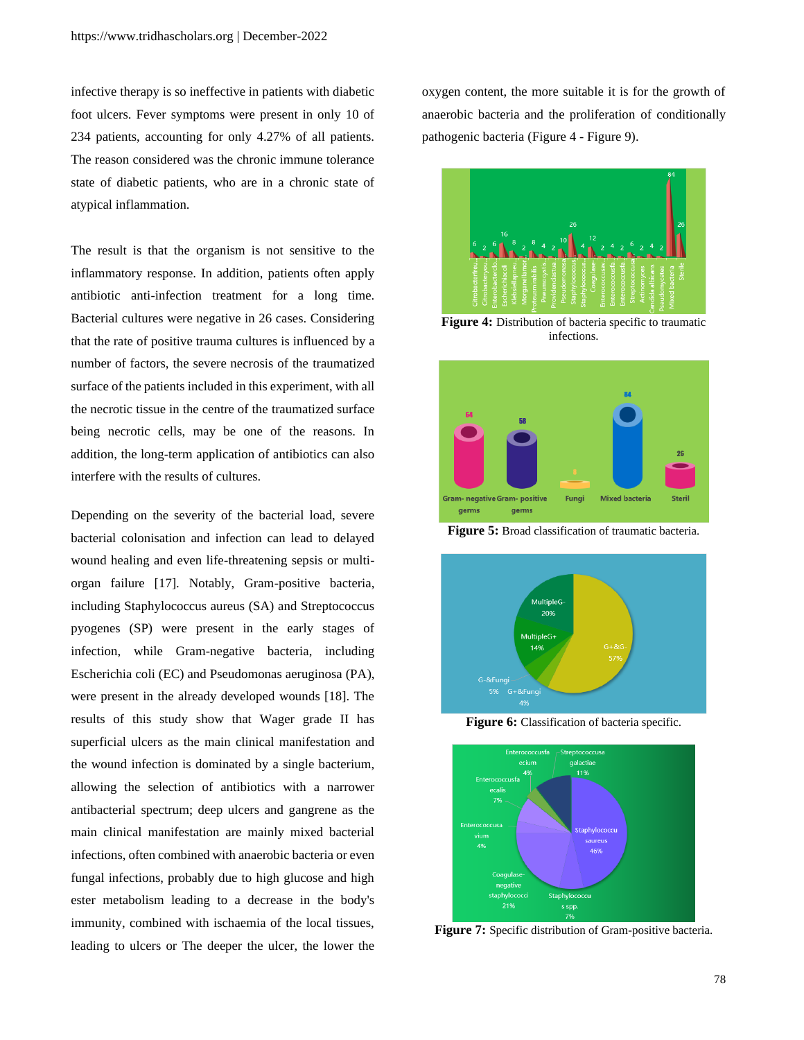infective therapy is so ineffective in patients with diabetic foot ulcers. Fever symptoms were present in only 10 of 234 patients, accounting for only 4.27% of all patients. The reason considered was the chronic immune tolerance state of diabetic patients, who are in a chronic state of atypical inflammation.

The result is that the organism is not sensitive to the inflammatory response. In addition, patients often apply antibiotic anti-infection treatment for a long time. Bacterial cultures were negative in 26 cases. Considering that the rate of positive trauma cultures is influenced by a number of factors, the severe necrosis of the traumatized surface of the patients included in this experiment, with all the necrotic tissue in the centre of the traumatized surface being necrotic cells, may be one of the reasons. In addition, the long-term application of antibiotics can also interfere with the results of cultures.

Depending on the severity of the bacterial load, severe bacterial colonisation and infection can lead to delayed wound healing and even life-threatening sepsis or multi-organ failure [17]. Notably, Gram-positive bacteria, including Staphylococcus aureus (SA) and Streptococcus pyogenes (SP) were present in the early stages of infection, while Gram-negative bacteria, including Escherichia coli (EC) and Pseudomonas aeruginosa (PA), were present in the already developed wounds [18]. The results of this study show that Wager grade II has superficial ulcers as the main clinical manifestation and the wound infection is dominated by a single bacterium, allowing the selection of antibiotics with a narrower antibacterial spectrum; deep ulcers and gangrene as the main clinical manifestation are mainly mixed bacterial infections, often combined with anaerobic bacteria or even fungal infections, probably due to high glucose and high ester metabolism leading to a decrease in the body's immunity, combined with ischaemia of the local tissues, leading to ulcers or The deeper the ulcer, the lower the oxygen content, the more suitable it is for the growth of anaerobic bacteria and the proliferation of conditionally pathogenic bacteria (Figure 4 - Figure 9).

**Figure 4:** Distribution of bacteria specific to traumatic infections.

**Figure 5:** Broad classification of traumatic bacteria.

**Figure 6:** Classification of bacteria specific.

**Figure 7:** Specific distribution of Gram-positive bacteria.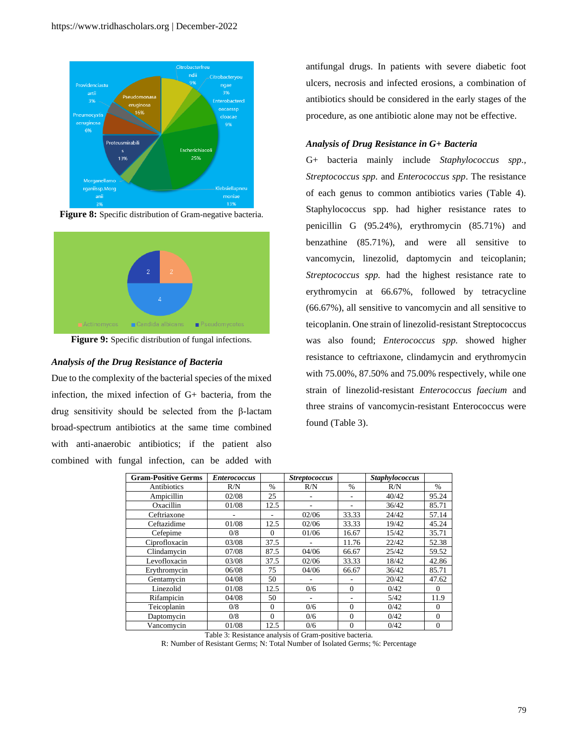Figure 8: Specific distribution of Gram-negative bacteria.

Figure 9: Specific distribution of fungal infections.

### Analysis of the Drug Resistance of Bacteria

Due to the complexity of the bacterial species of the mixed infection, the mixed infection of G+ bacteria, from the drug sensitivity should be selected from the β-lactam broad-spectrum antibiotics at the same time combined with anti-anaerobic antibiotics; if the patient also combined with fungal infection, can be added with antifungal drugs. In patients with severe diabetic foot ulcers, necrosis and infected erosions, a combination of antibiotics should be considered in the early stages of the procedure, as one antibiotic alone may not be effective.

### Analysis of Drug Resistance in G+ Bacteria

G+ bacteria mainly include *Staphylococcus spp.*, *Streptococcus spp.* and *Enterococcus spp*. The resistance of each genus to common antibiotics varies (Table 4). Staphylococcus spp. had higher resistance rates to penicillin G (95.24%), erythromycin (85.71%) and benzathine (85.71%), and were all sensitive to vancomycin, linezolid, daptomycin and teicoplanin; *Streptococcus spp.* had the highest resistance rate to erythromycin at 66.67%, followed by tetracycline (66.67%), all sensitive to vancomycin and all sensitive to teicoplanin. One strain of linezolid-resistant Streptococcus was also found; *Enterococcus spp.* showed higher resistance to ceftriaxone, clindamycin and erythromycin with 75.00%, 87.50% and 75.00% respectively, while one strain of linezolid-resistant *Enterococcus faecium* and three strains of vancomycin-resistant Enterococcus were found (Table 3).

| Gram-Positive Germs | *Enterococcus* | | *Streptococcus* | | *Staphylococcus* | |
|---|---|---|---|---|---|---|
| Antibiotics | R/N | % | R/N | % | R/N | % |
| Ampicillin | 02/08 | 25 | - | - | 40/42 | 95.24 |
| Oxacillin | 01/08 | 12.5 | - | - | 36/42 | 85.71 |
| Ceftriaxone | - | - | 02/06 | 33.33 | 24/42 | 57.14 |
| Ceftazidime | 01/08 | 12.5 | 02/06 | 33.33 | 19/42 | 45.24 |
| Cefepime | 0/8 | 0 | 01/06 | 16.67 | 15/42 | 35.71 |
| Ciprofloxacin | 03/08 | 37.5 | - | 11.76 | 22/42 | 52.38 |
| Clindamycin | 07/08 | 87.5 | 04/06 | 66.67 | 25/42 | 59.52 |
| Levofloxacin | 03/08 | 37.5 | 02/06 | 33.33 | 18/42 | 42.86 |
| Erythromycin | 06/08 | 75 | 04/06 | 66.67 | 36/42 | 85.71 |
| Gentamycin | 04/08 | 50 | - | - | 20/42 | 47.62 |
| Linezolid | 01/08 | 12.5 | 0/6 | 0 | 0/42 | 0 |
| Rifampicin | 04/08 | 50 | - | - | 5/42 | 11.9 |
| Teicoplanin | 0/8 | 0 | 0/6 | 0 | 0/42 | 0 |
| Daptomycin | 0/8 | 0 | 0/6 | 0 | 0/42 | 0 |
| Vancomycin | 01/08 | 12.5 | 0/6 | 0 | 0/42 | 0 |

Table 3: Resistance analysis of Gram-positive bacteria.
R: Number of Resistant Germs; N: Total Number of Isolated Germs; %: Percentage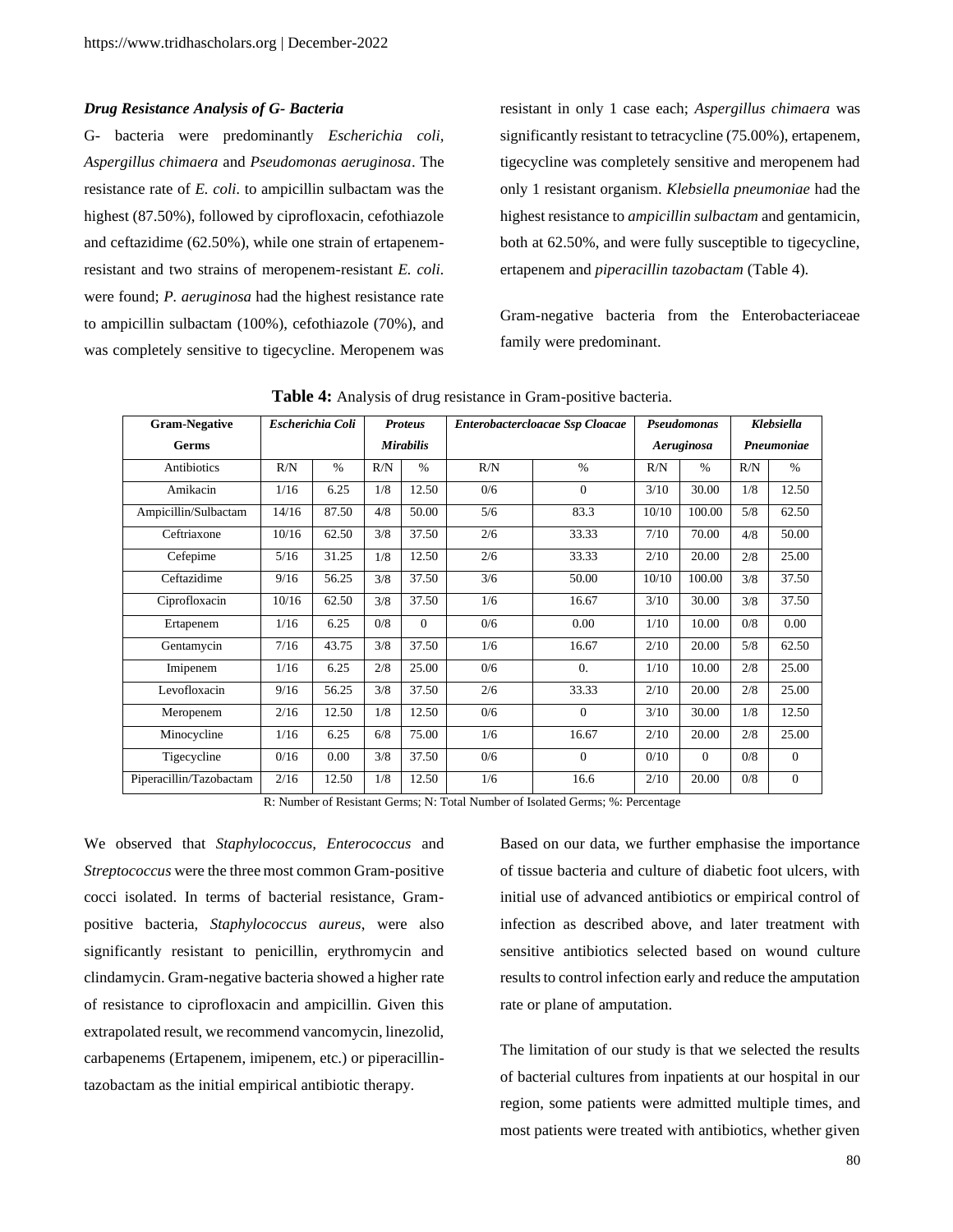### *Drug Resistance Analysis of G- Bacteria*

G- bacteria were predominantly *Escherichia coli*, *Aspergillus chimaera* and *Pseudomonas aeruginosa*. The resistance rate of *E. coli*. to ampicillin sulbactam was the highest (87.50%), followed by ciprofloxacin, cefothiazole and ceftazidime (62.50%), while one strain of ertapenem-resistant and two strains of meropenem-resistant *E. coli*. were found; *P. aeruginosa* had the highest resistance rate to ampicillin sulbactam (100%), cefothiazole (70%), and was completely sensitive to tigecycline. Meropenem was resistant in only 1 case each; *Aspergillus chimaera* was significantly resistant to tetracycline (75.00%), ertapenem, tigecycline was completely sensitive and meropenem had only 1 resistant organism. *Klebsiella pneumoniae* had the highest resistance to *ampicillin sulbactam* and gentamicin, both at 62.50%, and were fully susceptible to tigecycline, ertapenem and *piperacillin tazobactam* (Table 4).

Gram-negative bacteria from the Enterobacteriaceae family were predominant.

**Table 4:** Analysis of drug resistance in Gram-positive bacteria.

| Gram-Negative Germs | *Escherichia Coli* | | *Proteus Mirabilis* | | *Enterobactercloacae Ssp Cloacae* | | *Pseudomonas Aeruginosa* | | *Klebsiella Pneumoniae* | |
|---|---|---|---|---|---|---|---|---|---|---|
| Antibiotics | R/N | % | R/N | % | R/N | % | R/N | % | R/N | % |
| Amikacin | 1/16 | 6.25 | 1/8 | 12.50 | 0/6 | 0 | 3/10 | 30.00 | 1/8 | 12.50 |
| Ampicillin/Sulbactam | 14/16 | 87.50 | 4/8 | 50.00 | 5/6 | 83.3 | 10/10 | 100.00 | 5/8 | 62.50 |
| Ceftriaxone | 10/16 | 62.50 | 3/8 | 37.50 | 2/6 | 33.33 | 7/10 | 70.00 | 4/8 | 50.00 |
| Cefepime | 5/16 | 31.25 | 1/8 | 12.50 | 2/6 | 33.33 | 2/10 | 20.00 | 2/8 | 25.00 |
| Ceftazidime | 9/16 | 56.25 | 3/8 | 37.50 | 3/6 | 50.00 | 10/10 | 100.00 | 3/8 | 37.50 |
| Ciprofloxacin | 10/16 | 62.50 | 3/8 | 37.50 | 1/6 | 16.67 | 3/10 | 30.00 | 3/8 | 37.50 |
| Ertapenem | 1/16 | 6.25 | 0/8 | 0 | 0/6 | 0.00 | 1/10 | 10.00 | 0/8 | 0.00 |
| Gentamycin | 7/16 | 43.75 | 3/8 | 37.50 | 1/6 | 16.67 | 2/10 | 20.00 | 5/8 | 62.50 |
| Imipenem | 1/16 | 6.25 | 2/8 | 25.00 | 0/6 | 0. | 1/10 | 10.00 | 2/8 | 25.00 |
| Levofloxacin | 9/16 | 56.25 | 3/8 | 37.50 | 2/6 | 33.33 | 2/10 | 20.00 | 2/8 | 25.00 |
| Meropenem | 2/16 | 12.50 | 1/8 | 12.50 | 0/6 | 0 | 3/10 | 30.00 | 1/8 | 12.50 |
| Minocycline | 1/16 | 6.25 | 6/8 | 75.00 | 1/6 | 16.67 | 2/10 | 20.00 | 2/8 | 25.00 |
| Tigecycline | 0/16 | 0.00 | 3/8 | 37.50 | 0/6 | 0 | 0/10 | 0 | 0/8 | 0 |
| Piperacillin/Tazobactam | 2/16 | 12.50 | 1/8 | 12.50 | 1/6 | 16.6 | 2/10 | 20.00 | 0/8 | 0 |

R: Number of Resistant Germs; N: Total Number of Isolated Germs; %: Percentage

We observed that *Staphylococcus*, *Enterococcus* and *Streptococcus* were the three most common Gram-positive cocci isolated. In terms of bacterial resistance, Gram-positive bacteria, *Staphylococcus aureus*, were also significantly resistant to penicillin, erythromycin and clindamycin. Gram-negative bacteria showed a higher rate of resistance to ciprofloxacin and ampicillin. Given this extrapolated result, we recommend vancomycin, linezolid, carbapenems (Ertapenem, imipenem, etc.) or piperacillin-tazobactam as the initial empirical antibiotic therapy.

Based on our data, we further emphasise the importance of tissue bacteria and culture of diabetic foot ulcers, with initial use of advanced antibiotics or empirical control of infection as described above, and later treatment with sensitive antibiotics selected based on wound culture results to control infection early and reduce the amputation rate or plane of amputation.

The limitation of our study is that we selected the results of bacterial cultures from inpatients at our hospital in our region, some patients were admitted multiple times, and most patients were treated with antibiotics, whether given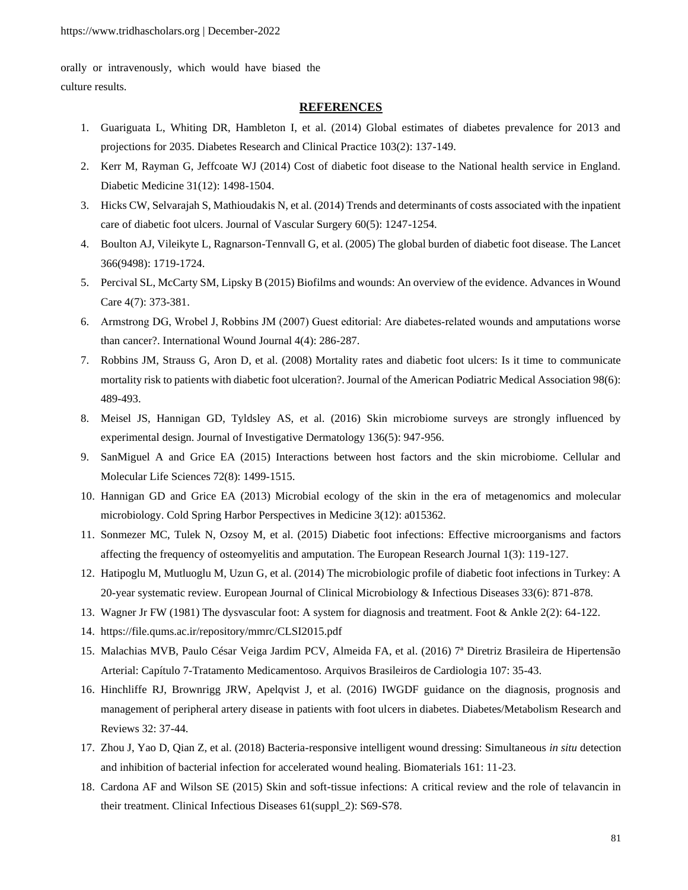orally or intravenously, which would have biased the culture results.

## REFERENCES

1. Guariguata L, Whiting DR, Hambleton I, et al. (2014) Global estimates of diabetes prevalence for 2013 and projections for 2035. Diabetes Research and Clinical Practice 103(2): 137-149.
2. Kerr M, Rayman G, Jeffcoate WJ (2014) Cost of diabetic foot disease to the National health service in England. Diabetic Medicine 31(12): 1498-1504.
3. Hicks CW, Selvarajah S, Mathioudakis N, et al. (2014) Trends and determinants of costs associated with the inpatient care of diabetic foot ulcers. Journal of Vascular Surgery 60(5): 1247-1254.
4. Boulton AJ, Vileikyte L, Ragnarson-Tennvall G, et al. (2005) The global burden of diabetic foot disease. The Lancet 366(9498): 1719-1724.
5. Percival SL, McCarty SM, Lipsky B (2015) Biofilms and wounds: An overview of the evidence. Advances in Wound Care 4(7): 373-381.
6. Armstrong DG, Wrobel J, Robbins JM (2007) Guest editorial: Are diabetes-related wounds and amputations worse than cancer?. International Wound Journal 4(4): 286-287.
7. Robbins JM, Strauss G, Aron D, et al. (2008) Mortality rates and diabetic foot ulcers: Is it time to communicate mortality risk to patients with diabetic foot ulceration?. Journal of the American Podiatric Medical Association 98(6): 489-493.
8. Meisel JS, Hannigan GD, Tyldsley AS, et al. (2016) Skin microbiome surveys are strongly influenced by experimental design. Journal of Investigative Dermatology 136(5): 947-956.
9. SanMiguel A and Grice EA (2015) Interactions between host factors and the skin microbiome. Cellular and Molecular Life Sciences 72(8): 1499-1515.
10. Hannigan GD and Grice EA (2013) Microbial ecology of the skin in the era of metagenomics and molecular microbiology. Cold Spring Harbor Perspectives in Medicine 3(12): a015362.
11. Sonmezer MC, Tulek N, Ozsoy M, et al. (2015) Diabetic foot infections: Effective microorganisms and factors affecting the frequency of osteomyelitis and amputation. The European Research Journal 1(3): 119-127.
12. Hatipoglu M, Mutluoglu M, Uzun G, et al. (2014) The microbiologic profile of diabetic foot infections in Turkey: A 20-year systematic review. European Journal of Clinical Microbiology & Infectious Diseases 33(6): 871-878.
13. Wagner Jr FW (1981) The dysvascular foot: A system for diagnosis and treatment. Foot & Ankle 2(2): 64-122.
14. https://file.qums.ac.ir/repository/mmrc/CLSI2015.pdf
15. Malachias MVB, Paulo César Veiga Jardim PCV, Almeida FA, et al. (2016) 7ª Diretriz Brasileira de Hipertensão Arterial: Capítulo 7-Tratamento Medicamentoso. Arquivos Brasileiros de Cardiologia 107: 35-43.
16. Hinchliffe RJ, Brownrigg JRW, Apelqvist J, et al. (2016) IWGDF guidance on the diagnosis, prognosis and management of peripheral artery disease in patients with foot ulcers in diabetes. Diabetes/Metabolism Research and Reviews 32: 37-44.
17. Zhou J, Yao D, Qian Z, et al. (2018) Bacteria-responsive intelligent wound dressing: Simultaneous *in situ* detection and inhibition of bacterial infection for accelerated wound healing. Biomaterials 161: 11-23.
18. Cardona AF and Wilson SE (2015) Skin and soft-tissue infections: A critical review and the role of telavancin in their treatment. Clinical Infectious Diseases 61(suppl_2): S69-S78.